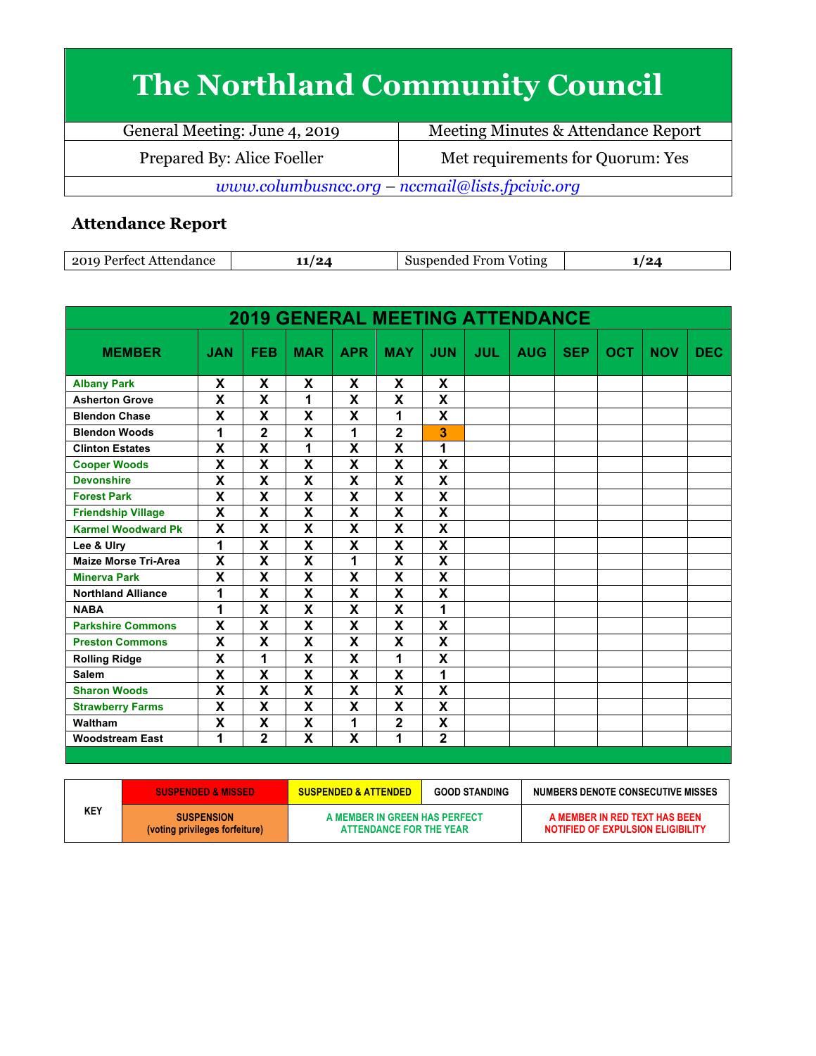# The Northland Community Council

| General Meeting: June 4, 2019 | Meeting Minutes & Attendance Report |
|---|---|
| Prepared By: Alice Foeller | Met requirements for Quorum: Yes |

*www.columbusncc.org – nccmail@lists.fpcivic.org*

### Attendance Report

| 2019 Perfect Attendance | 11/24 | Suspended From Voting | 1/24 |
|---|---|---|---|

**2019 GENERAL MEETING ATTENDANCE**

| MEMBER | JAN | FEB | MAR | APR | MAY | JUN | JUL | AUG | SEP | OCT | NOV | DEC |
|---|---|---|---|---|---|---|---|---|---|---|---|---|
| Albany Park | X | X | X | X | X | X | | | | | | |
| Asherton Grove | X | X | 1 | X | X | X | | | | | | |
| Blendon Chase | X | X | X | X | 1 | X | | | | | | |
| Blendon Woods | 1 | 2 | X | 1 | 2 | 3 | | | | | | |
| Clinton Estates | X | X | 1 | X | X | 1 | | | | | | |
| Cooper Woods | X | X | X | X | X | X | | | | | | |
| Devonshire | X | X | X | X | X | X | | | | | | |
| Forest Park | X | X | X | X | X | X | | | | | | |
| Friendship Village | X | X | X | X | X | X | | | | | | |
| Karmel Woodward Pk | X | X | X | X | X | X | | | | | | |
| Lee & Ulry | 1 | X | X | X | X | X | | | | | | |
| Maize Morse Tri-Area | X | X | X | 1 | X | X | | | | | | |
| Minerva Park | X | X | X | X | X | X | | | | | | |
| Northland Alliance | 1 | X | X | X | X | X | | | | | | |
| NABA | 1 | X | X | X | X | 1 | | | | | | |
| Parkshire Commons | X | X | X | X | X | X | | | | | | |
| Preston Commons | X | X | X | X | X | X | | | | | | |
| Rolling Ridge | X | 1 | X | X | 1 | X | | | | | | |
| Salem | X | X | X | X | X | 1 | | | | | | |
| Sharon Woods | X | X | X | X | X | X | | | | | | |
| Strawberry Farms | X | X | X | X | X | X | | | | | | |
| Waltham | X | X | X | 1 | 2 | X | | | | | | |
| Woodstream East | 1 | 2 | X | X | 1 | 2 | | | | | | |

| KEY | SUSPENDED & MISSED | SUSPENDED & ATTENDED | GOOD STANDING | NUMBERS DENOTE CONSECUTIVE MISSES |
|---|---|---|---|---|
| | SUSPENSION (voting privileges forfeiture) | A MEMBER IN GREEN HAS PERFECT ATTENDANCE FOR THE YEAR | | A MEMBER IN RED TEXT HAS BEEN NOTIFIED OF EXPULSION ELIGIBILITY |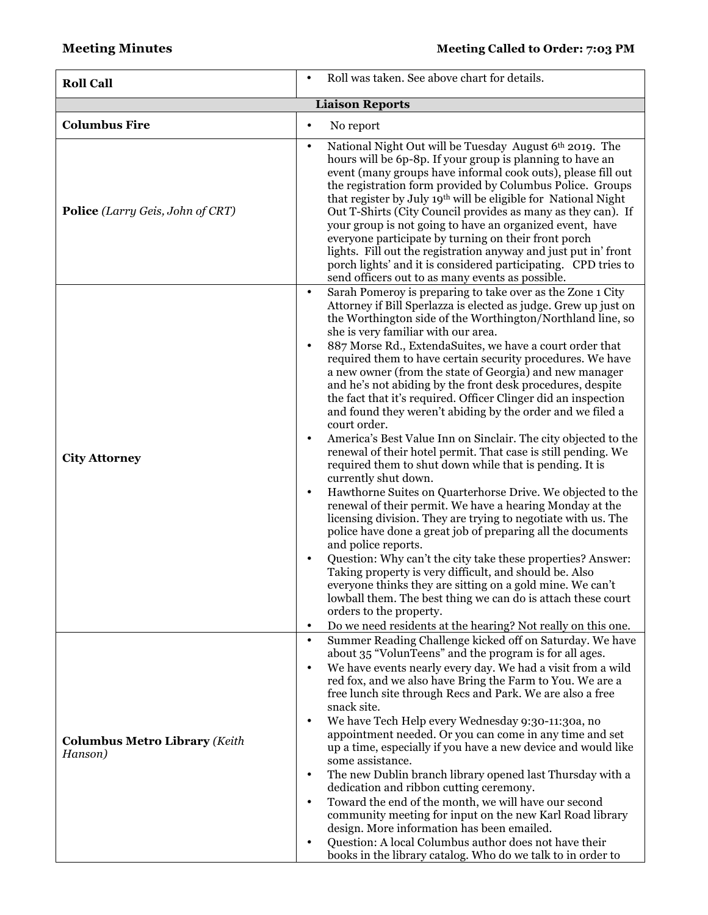**Meeting Minutes** **Meeting Called to Order: 7:03 PM**

| **Roll Call** | • Roll was taken. See above chart for details. |
|---|---|
| **Liaison Reports** | |
| **Columbus Fire** | • No report |
| **Police** *(Larry Geis, John of CRT)* | • National Night Out will be Tuesday August 6th 2019. The hours will be 6p-8p. If your group is planning to have an event (many groups have informal cook outs), please fill out the registration form provided by Columbus Police. Groups that register by July 19th will be eligible for National Night Out T-Shirts (City Council provides as many as they can). If your group is not going to have an organized event, have everyone participate by turning on their front porch lights. Fill out the registration anyway and just put in' front porch lights' and it is considered participating. CPD tries to send officers out to as many events as possible. |
| **City Attorney** | • Sarah Pomeroy is preparing to take over as the Zone 1 City Attorney if Bill Sperlazza is elected as judge. Grew up just on the Worthington side of the Worthington/Northland line, so she is very familiar with our area.<br>• 887 Morse Rd., ExtendaSuites, we have a court order that required them to have certain security procedures. We have a new owner (from the state of Georgia) and new manager and he's not abiding by the front desk procedures, despite the fact that it's required. Officer Clinger did an inspection and found they weren't abiding by the order and we filed a court order.<br>• America's Best Value Inn on Sinclair. The city objected to the renewal of their hotel permit. That case is still pending. We required them to shut down while that is pending. It is currently shut down.<br>• Hawthorne Suites on Quarterhorse Drive. We objected to the renewal of their permit. We have a hearing Monday at the licensing division. They are trying to negotiate with us. The police have done a great job of preparing all the documents and police reports.<br>• Question: Why can't the city take these properties? Answer: Taking property is very difficult, and should be. Also everyone thinks they are sitting on a gold mine. We can't lowball them. The best thing we can do is attach these court orders to the property.<br>• Do we need residents at the hearing? Not really on this one. |
| **Columbus Metro Library** *(Keith Hanson)* | • Summer Reading Challenge kicked off on Saturday. We have about 35 "VolunTeens" and the program is for all ages.<br>• We have events nearly every day. We had a visit from a wild red fox, and we also have Bring the Farm to You. We are a free lunch site through Recs and Park. We are also a free snack site.<br>• We have Tech Help every Wednesday 9:30-11:30a, no appointment needed. Or you can come in any time and set up a time, especially if you have a new device and would like some assistance.<br>• The new Dublin branch library opened last Thursday with a dedication and ribbon cutting ceremony.<br>• Toward the end of the month, we will have our second community meeting for input on the new Karl Road library design. More information has been emailed.<br>• Question: A local Columbus author does not have their books in the library catalog. Who do we talk to in order to |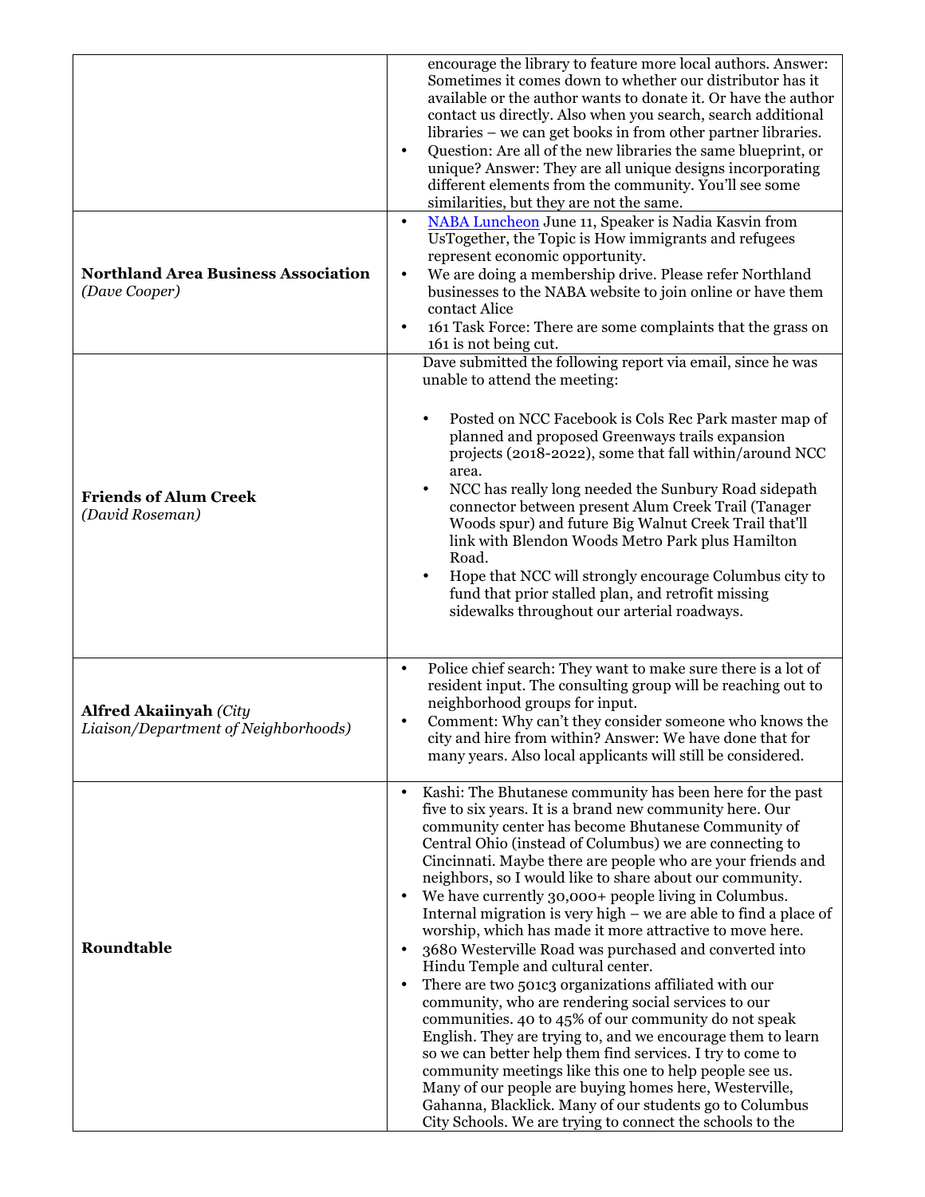| | |
|---|---|
| | encourage the library to feature more local authors. Answer: Sometimes it comes down to whether our distributor has it available or the author wants to donate it. Or have the author contact us directly. Also when you search, search additional libraries – we can get books in from other partner libraries.<br>• Question: Are all of the new libraries the same blueprint, or unique? Answer: They are all unique designs incorporating different elements from the community. You'll see some similarities, but they are not the same. |
| **Northland Area Business Association** *(Dave Cooper)* | • NABA Luncheon June 11, Speaker is Nadia Kasvin from UsTogether, the Topic is How immigrants and refugees represent economic opportunity.<br>• We are doing a membership drive. Please refer Northland businesses to the NABA website to join online or have them contact Alice<br>• 161 Task Force: There are some complaints that the grass on 161 is not being cut. |
| **Friends of Alum Creek** *(David Roseman)* | Dave submitted the following report via email, since he was unable to attend the meeting:<br>• Posted on NCC Facebook is Cols Rec Park master map of planned and proposed Greenways trails expansion projects (2018-2022), some that fall within/around NCC area.<br>• NCC has really long needed the Sunbury Road sidepath connector between present Alum Creek Trail (Tanager Woods spur) and future Big Walnut Creek Trail that'll link with Blendon Woods Metro Park plus Hamilton Road.<br>• Hope that NCC will strongly encourage Columbus city to fund that prior stalled plan, and retrofit missing sidewalks throughout our arterial roadways. |
| **Alfred Akaiinyah** *(City Liaison/Department of Neighborhoods)* | • Police chief search: They want to make sure there is a lot of resident input. The consulting group will be reaching out to neighborhood groups for input.<br>• Comment: Why can't they consider someone who knows the city and hire from within? Answer: We have done that for many years. Also local applicants will still be considered. |
| **Roundtable** | • Kashi: The Bhutanese community has been here for the past five to six years. It is a brand new community here. Our community center has become Bhutanese Community of Central Ohio (instead of Columbus) we are connecting to Cincinnati. Maybe there are people who are your friends and neighbors, so I would like to share about our community.<br>• We have currently 30,000+ people living in Columbus. Internal migration is very high – we are able to find a place of worship, which has made it more attractive to move here.<br>• 3680 Westerville Road was purchased and converted into Hindu Temple and cultural center.<br>• There are two 501c3 organizations affiliated with our community, who are rendering social services to our communities. 40 to 45% of our community do not speak English. They are trying to, and we encourage them to learn so we can better help them find services. I try to come to community meetings like this one to help people see us. Many of our people are buying homes here, Westerville, Gahanna, Blacklick. Many of our students go to Columbus City Schools. We are trying to connect the schools to the |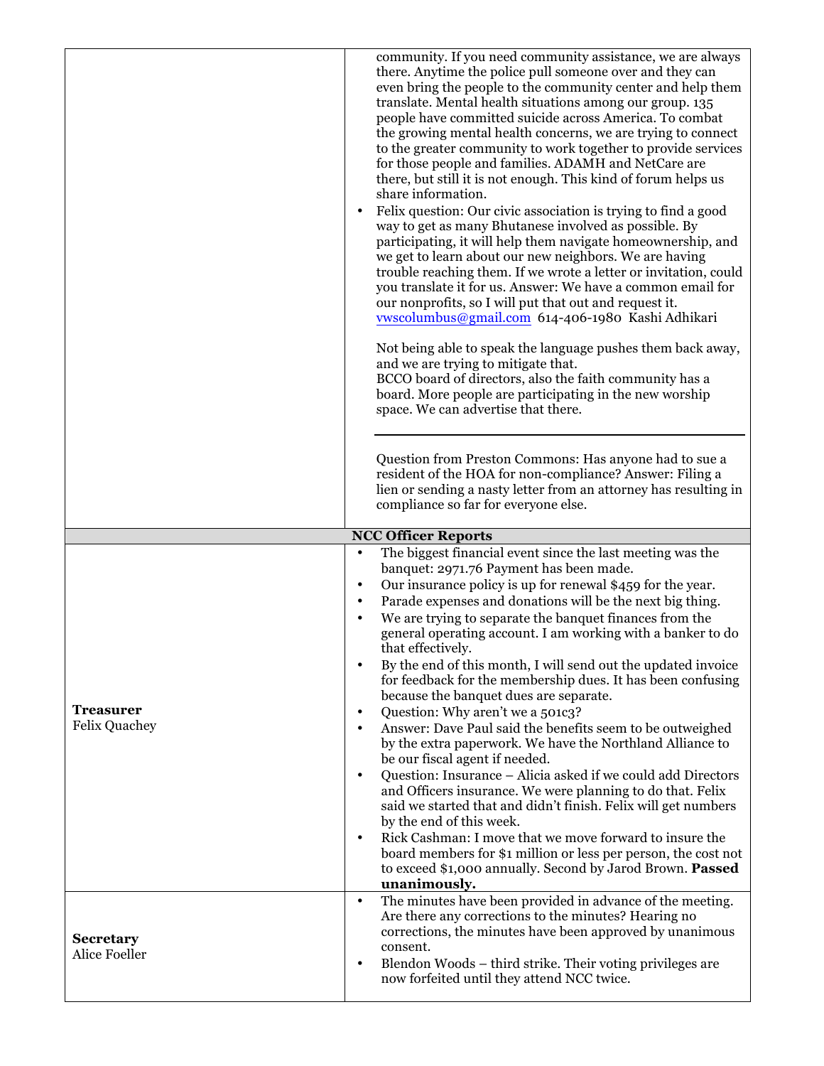| | |
|---|---|
| | community. If you need community assistance, we are always there. Anytime the police pull someone over and they can even bring the people to the community center and help them translate. Mental health situations among our group. 135 people have committed suicide across America. To combat the growing mental health concerns, we are trying to connect to the greater community to work together to provide services for those people and families. ADAMH and NetCare are there, but still it is not enough. This kind of forum helps us share information.<br>• Felix question: Our civic association is trying to find a good way to get as many Bhutanese involved as possible. By participating, it will help them navigate homeownership, and we get to learn about our new neighbors. We are having trouble reaching them. If we wrote a letter or invitation, could you translate it for us. Answer: We have a common email for our nonprofits, so I will put that out and request it. vwscolumbus@gmail.com 614-406-1980 Kashi Adhikari<br><br>Not being able to speak the language pushes them back away, and we are trying to mitigate that.<br>BCCO board of directors, also the faith community has a board. More people are participating in the new worship space. We can advertise that there.<br><br>---<br><br>Question from Preston Commons: Has anyone had to sue a resident of the HOA for non-compliance? Answer: Filing a lien or sending a nasty letter from an attorney has resulting in compliance so far for everyone else. |
| **NCC Officer Reports** | |
| **Treasurer**<br>Felix Quachey | • The biggest financial event since the last meeting was the banquet: 2971.76 Payment has been made.<br>• Our insurance policy is up for renewal $459 for the year.<br>• Parade expenses and donations will be the next big thing.<br>• We are trying to separate the banquet finances from the general operating account. I am working with a banker to do that effectively.<br>• By the end of this month, I will send out the updated invoice for feedback for the membership dues. It has been confusing because the banquet dues are separate.<br>• Question: Why aren't we a 501c3?<br>• Answer: Dave Paul said the benefits seem to be outweighed by the extra paperwork. We have the Northland Alliance to be our fiscal agent if needed.<br>• Question: Insurance – Alicia asked if we could add Directors and Officers insurance. We were planning to do that. Felix said we started that and didn't finish. Felix will get numbers by the end of this week.<br>• Rick Cashman: I move that we move forward to insure the board members for $1 million or less per person, the cost not to exceed $1,000 annually. Second by Jarod Brown. **Passed unanimously.** |
| **Secretary**<br>Alice Foeller | • The minutes have been provided in advance of the meeting. Are there any corrections to the minutes? Hearing no corrections, the minutes have been approved by unanimous consent.<br>• Blendon Woods – third strike. Their voting privileges are now forfeited until they attend NCC twice. |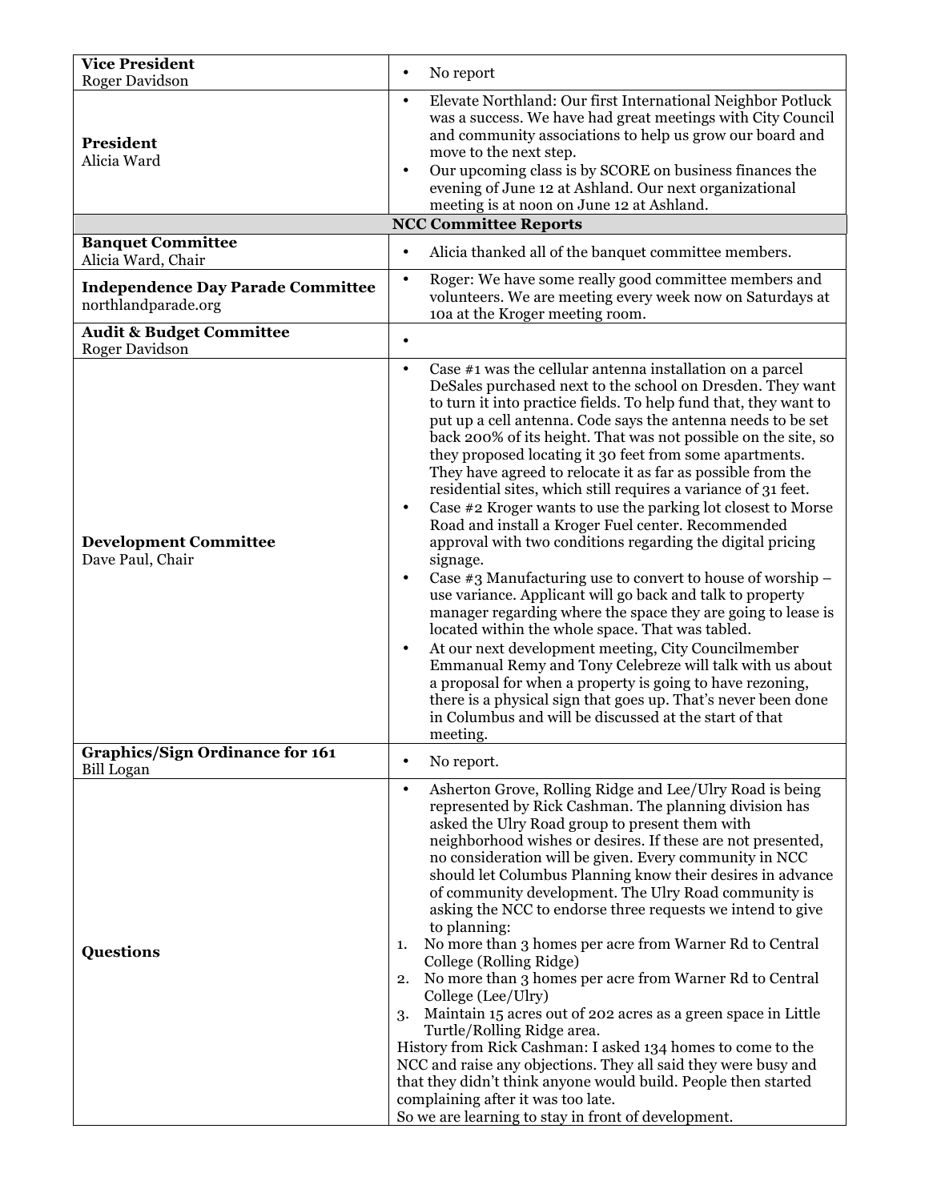| | |
|---|---|
| **Vice President**<br>Roger Davidson | • No report |
| **President**<br>Alicia Ward | • Elevate Northland: Our first International Neighbor Potluck was a success. We have had great meetings with City Council and community associations to help us grow our board and move to the next step.<br>• Our upcoming class is by SCORE on business finances the evening of June 12 at Ashland. Our next organizational meeting is at noon on June 12 at Ashland. |
| **NCC Committee Reports** | |
| **Banquet Committee**<br>Alicia Ward, Chair | • Alicia thanked all of the banquet committee members. |
| **Independence Day Parade Committee**<br>northlandparade.org | • Roger: We have some really good committee members and volunteers. We are meeting every week now on Saturdays at 10a at the Kroger meeting room. |
| **Audit & Budget Committee**<br>Roger Davidson | • |
| **Development Committee**<br>Dave Paul, Chair | • Case #1 was the cellular antenna installation on a parcel DeSales purchased next to the school on Dresden. They want to turn it into practice fields. To help fund that, they want to put up a cell antenna. Code says the antenna needs to be set back 200% of its height. That was not possible on the site, so they proposed locating it 30 feet from some apartments. They have agreed to relocate it as far as possible from the residential sites, which still requires a variance of 31 feet.<br>• Case #2 Kroger wants to use the parking lot closest to Morse Road and install a Kroger Fuel center. Recommended approval with two conditions regarding the digital pricing signage.<br>• Case #3 Manufacturing use to convert to house of worship – use variance. Applicant will go back and talk to property manager regarding where the space they are going to lease is located within the whole space. That was tabled.<br>• At our next development meeting, City Councilmember Emmanual Remy and Tony Celebreze will talk with us about a proposal for when a property is going to have rezoning, there is a physical sign that goes up. That's never been done in Columbus and will be discussed at the start of that meeting. |
| **Graphics/Sign Ordinance for 161**<br>Bill Logan | • No report. |
| **Questions** | • Asherton Grove, Rolling Ridge and Lee/Ulry Road is being represented by Rick Cashman. The planning division has asked the Ulry Road group to present them with neighborhood wishes or desires. If these are not presented, no consideration will be given. Every community in NCC should let Columbus Planning know their desires in advance of community development. The Ulry Road community is asking the NCC to endorse three requests we intend to give to planning:<br>1. No more than 3 homes per acre from Warner Rd to Central College (Rolling Ridge)<br>2. No more than 3 homes per acre from Warner Rd to Central College (Lee/Ulry)<br>3. Maintain 15 acres out of 202 acres as a green space in Little Turtle/Rolling Ridge area.<br>History from Rick Cashman: I asked 134 homes to come to the NCC and raise any objections. They all said they were busy and that they didn't think anyone would build. People then started complaining after it was too late.<br>So we are learning to stay in front of development. |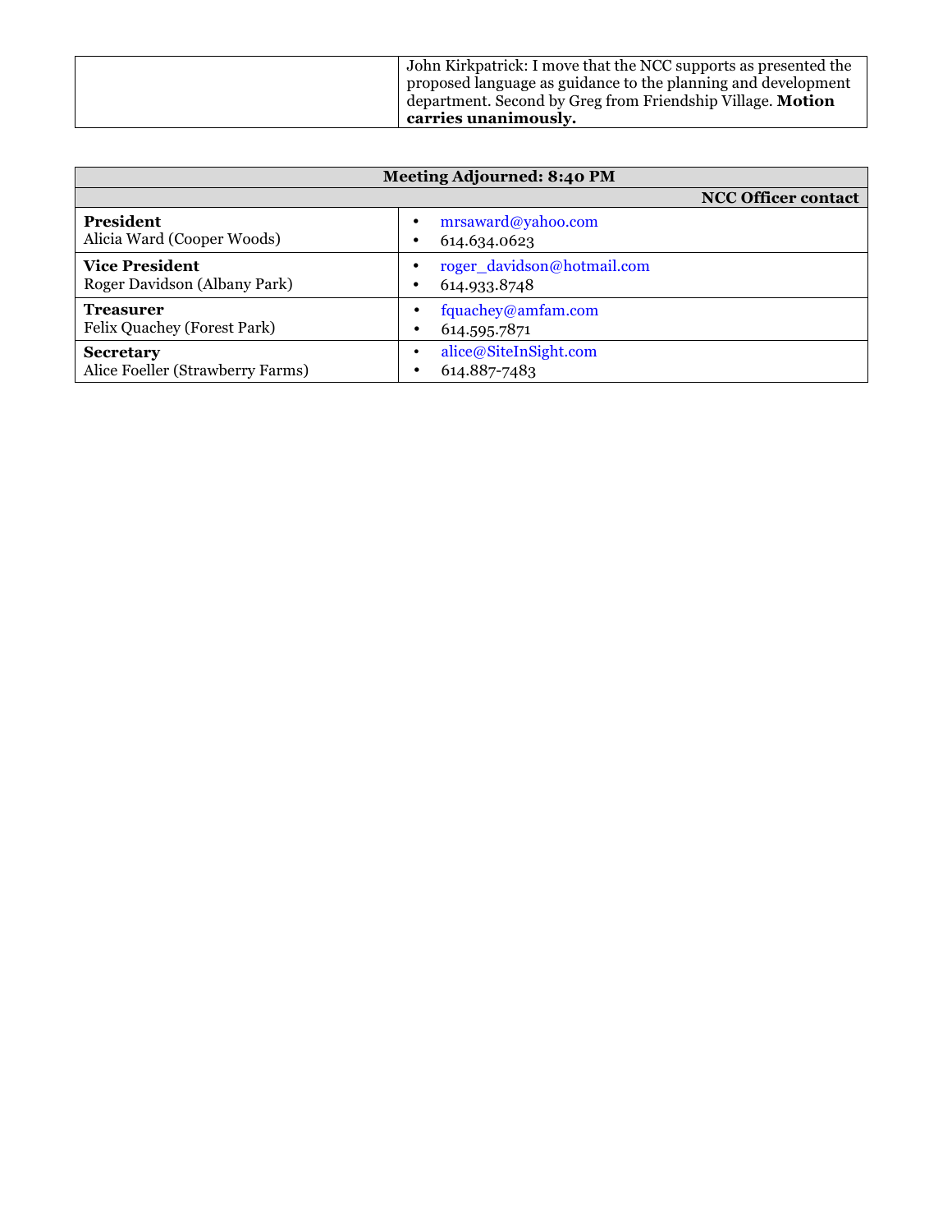| | |
|---|---|
| | John Kirkpatrick: I move that the NCC supports as presented the proposed language as guidance to the planning and development department. Second by Greg from Friendship Village. **Motion carries unanimously.** |

| **Meeting Adjourned: 8:40 PM** | |
|---|---|
| | **NCC Officer contact** |
| **President**<br>Alicia Ward (Cooper Woods) | • mrsaward@yahoo.com<br>• 614.634.0623 |
| **Vice President**<br>Roger Davidson (Albany Park) | • roger_davidson@hotmail.com<br>• 614.933.8748 |
| **Treasurer**<br>Felix Quachey (Forest Park) | • fquachey@amfam.com<br>• 614.595.7871 |
| **Secretary**<br>Alice Foeller (Strawberry Farms) | • alice@SiteInSight.com<br>• 614.887-7483 |